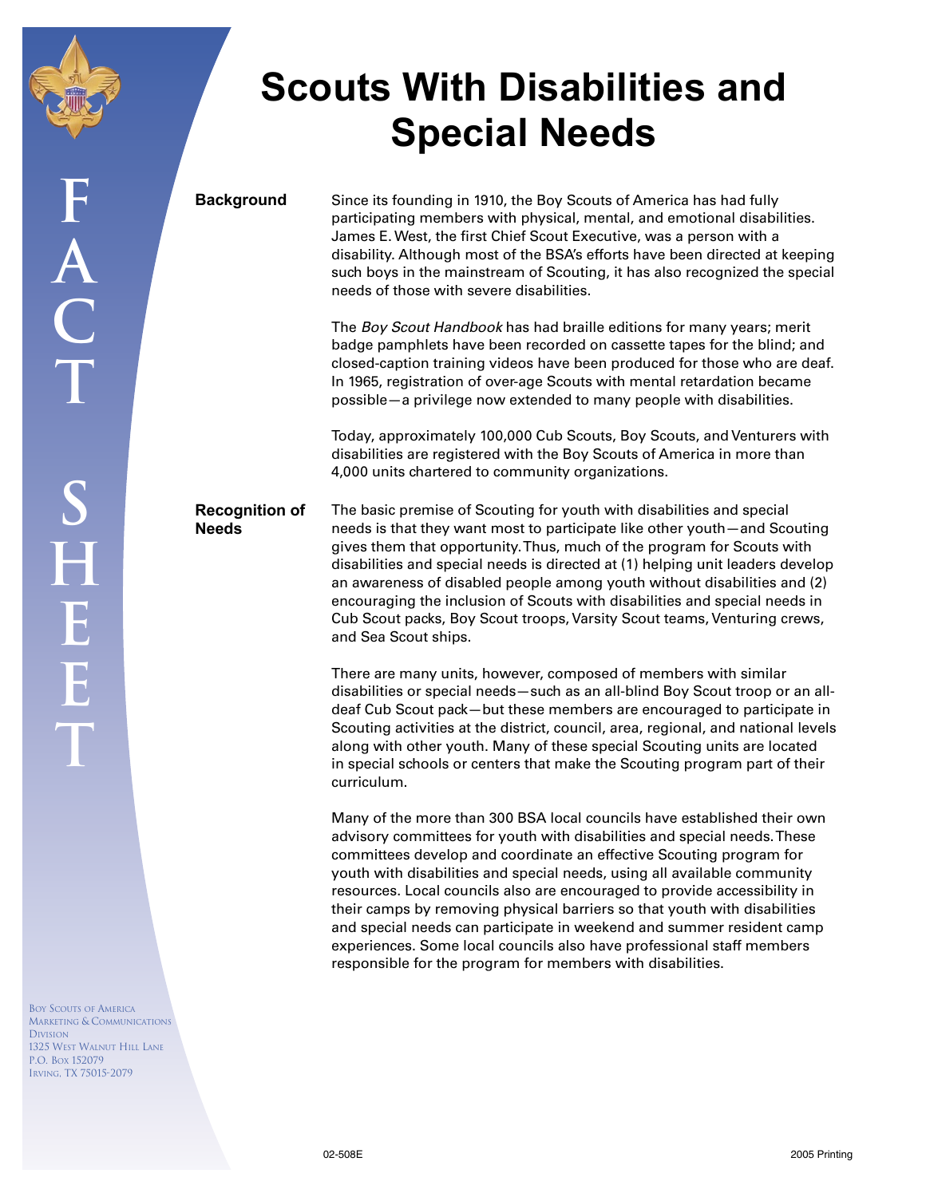# Scouts With Disabilities and Special Needs

FACT SHEET

## Background

Since its founding in 1910, the Boy Scouts of America has had fully participating members with physical, mental, and emotional disabilities. James E. West, the first Chief Scout Executive, was a person with a disability. Although most of the BSA's efforts have been directed at keeping such boys in the mainstream of Scouting, it has also recognized the special needs of those with severe disabilities.

The *Boy Scout Handbook* has had braille editions for many years; merit badge pamphlets have been recorded on cassette tapes for the blind; and closed-caption training videos have been produced for those who are deaf. In 1965, registration of over-age Scouts with mental retardation became possible—a privilege now extended to many people with disabilities.

Today, approximately 100,000 Cub Scouts, Boy Scouts, and Venturers with disabilities are registered with the Boy Scouts of America in more than 4,000 units chartered to community organizations.

## Recognition of Needs

The basic premise of Scouting for youth with disabilities and special needs is that they want most to participate like other youth—and Scouting gives them that opportunity. Thus, much of the program for Scouts with disabilities and special needs is directed at (1) helping unit leaders develop an awareness of disabled people among youth without disabilities and (2) encouraging the inclusion of Scouts with disabilities and special needs in Cub Scout packs, Boy Scout troops, Varsity Scout teams, Venturing crews, and Sea Scout ships.

There are many units, however, composed of members with similar disabilities or special needs—such as an all-blind Boy Scout troop or an all-deaf Cub Scout pack—but these members are encouraged to participate in Scouting activities at the district, council, area, regional, and national levels along with other youth. Many of these special Scouting units are located in special schools or centers that make the Scouting program part of their curriculum.

Many of the more than 300 BSA local councils have established their own advisory committees for youth with disabilities and special needs. These committees develop and coordinate an effective Scouting program for youth with disabilities and special needs, using all available community resources. Local councils also are encouraged to provide accessibility in their camps by removing physical barriers so that youth with disabilities and special needs can participate in weekend and summer resident camp experiences. Some local councils also have professional staff members responsible for the program for members with disabilities.

Boy Scouts of America
Marketing & Communications Division
1325 West Walnut Hill Lane
P.O. Box 152079
Irving, TX 75015-2079

02-508E

2005 Printing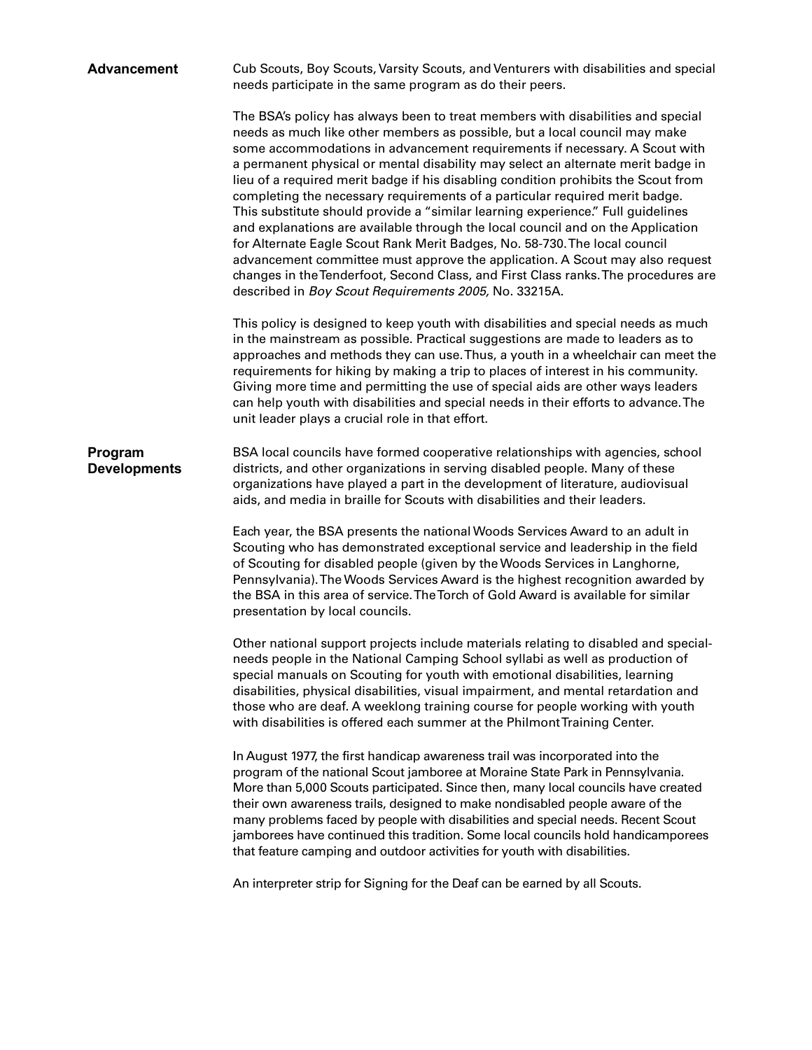## Advancement

Cub Scouts, Boy Scouts, Varsity Scouts, and Venturers with disabilities and special needs participate in the same program as do their peers.

The BSA's policy has always been to treat members with disabilities and special needs as much like other members as possible, but a local council may make some accommodations in advancement requirements if necessary. A Scout with a permanent physical or mental disability may select an alternate merit badge in lieu of a required merit badge if his disabling condition prohibits the Scout from completing the necessary requirements of a particular required merit badge. This substitute should provide a "similar learning experience." Full guidelines and explanations are available through the local council and on the Application for Alternate Eagle Scout Rank Merit Badges, No. 58-730. The local council advancement committee must approve the application. A Scout may also request changes in the Tenderfoot, Second Class, and First Class ranks. The procedures are described in *Boy Scout Requirements 2005,* No. 33215A.

This policy is designed to keep youth with disabilities and special needs as much in the mainstream as possible. Practical suggestions are made to leaders as to approaches and methods they can use. Thus, a youth in a wheelchair can meet the requirements for hiking by making a trip to places of interest in his community. Giving more time and permitting the use of special aids are other ways leaders can help youth with disabilities and special needs in their efforts to advance. The unit leader plays a crucial role in that effort.

## Program Developments

BSA local councils have formed cooperative relationships with agencies, school districts, and other organizations in serving disabled people. Many of these organizations have played a part in the development of literature, audiovisual aids, and media in braille for Scouts with disabilities and their leaders.

Each year, the BSA presents the national Woods Services Award to an adult in Scouting who has demonstrated exceptional service and leadership in the field of Scouting for disabled people (given by the Woods Services in Langhorne, Pennsylvania). The Woods Services Award is the highest recognition awarded by the BSA in this area of service. The Torch of Gold Award is available for similar presentation by local councils.

Other national support projects include materials relating to disabled and special-needs people in the National Camping School syllabi as well as production of special manuals on Scouting for youth with emotional disabilities, learning disabilities, physical disabilities, visual impairment, and mental retardation and those who are deaf. A weeklong training course for people working with youth with disabilities is offered each summer at the Philmont Training Center.

In August 1977, the first handicap awareness trail was incorporated into the program of the national Scout jamboree at Moraine State Park in Pennsylvania. More than 5,000 Scouts participated. Since then, many local councils have created their own awareness trails, designed to make nondisabled people aware of the many problems faced by people with disabilities and special needs. Recent Scout jamborees have continued this tradition. Some local councils hold handicamporees that feature camping and outdoor activities for youth with disabilities.

An interpreter strip for Signing for the Deaf can be earned by all Scouts.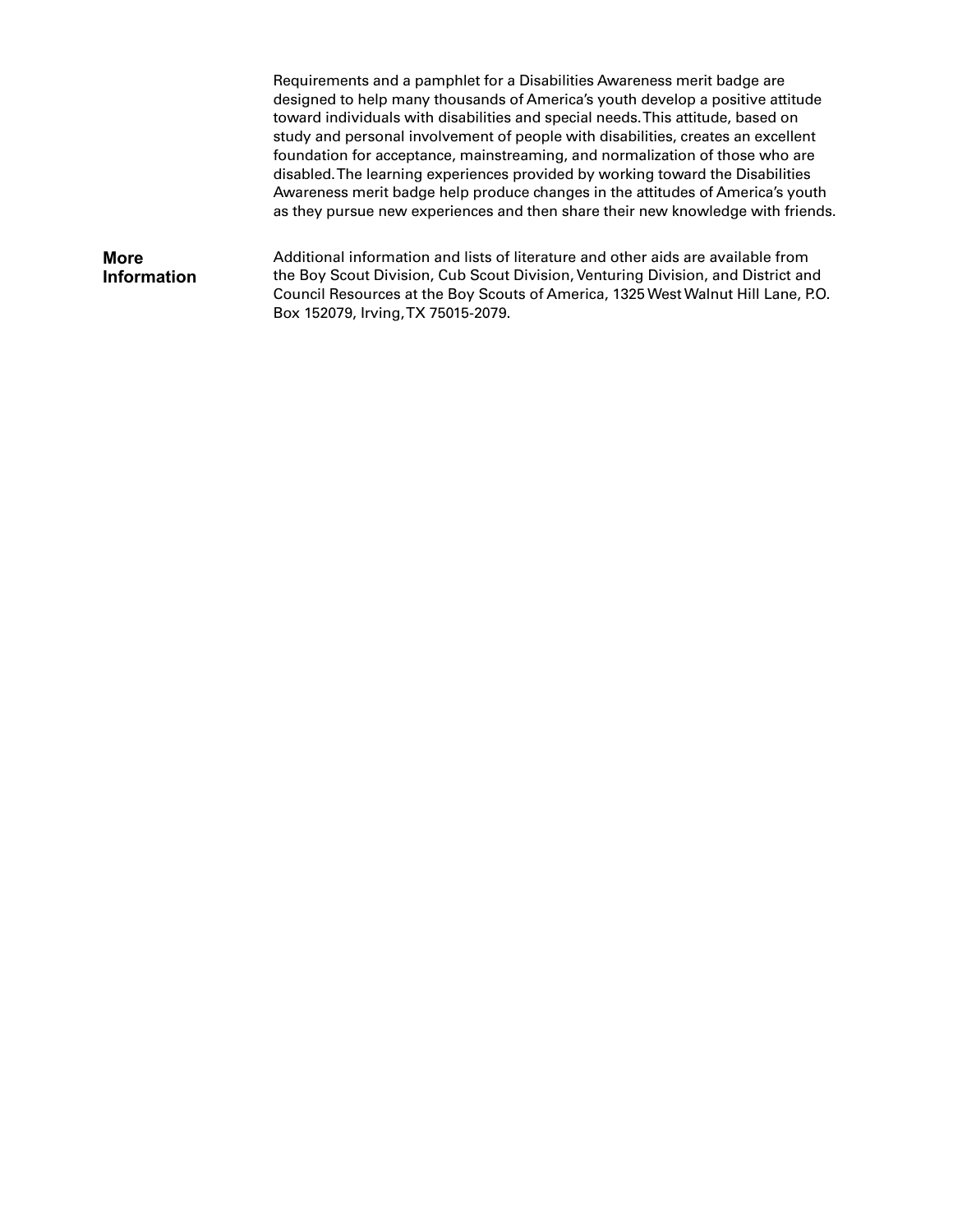Requirements and a pamphlet for a Disabilities Awareness merit badge are designed to help many thousands of America's youth develop a positive attitude toward individuals with disabilities and special needs. This attitude, based on study and personal involvement of people with disabilities, creates an excellent foundation for acceptance, mainstreaming, and normalization of those who are disabled. The learning experiences provided by working toward the Disabilities Awareness merit badge help produce changes in the attitudes of America's youth as they pursue new experiences and then share their new knowledge with friends.

## More Information

Additional information and lists of literature and other aids are available from the Boy Scout Division, Cub Scout Division, Venturing Division, and District and Council Resources at the Boy Scouts of America, 1325 West Walnut Hill Lane, P.O. Box 152079, Irving, TX 75015-2079.